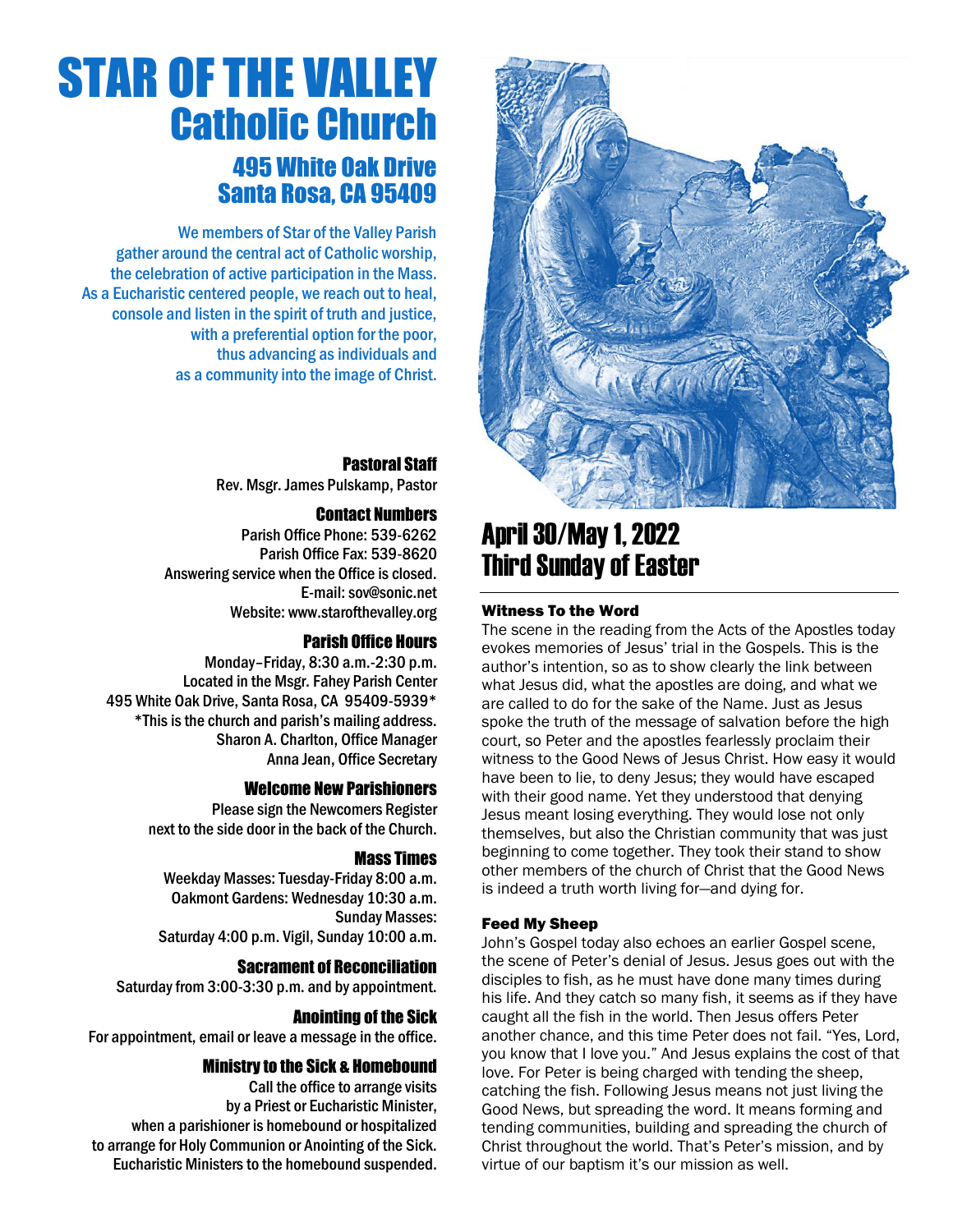# STAR OF THE VALLEY Catholic Church

## 495 White Oak Drive
## Santa Rosa, CA 95409

We members of Star of the Valley Parish gather around the central act of Catholic worship, the celebration of active participation in the Mass. As a Eucharistic centered people, we reach out to heal, console and listen in the spirit of truth and justice, with a preferential option for the poor, thus advancing as individuals and as a community into the image of Christ.

### Pastoral Staff

Rev. Msgr. James Pulskamp, Pastor

### Contact Numbers

Parish Office Phone: 539-6262
Parish Office Fax: 539-8620
Answering service when the Office is closed.
E-mail: sov@sonic.net
Website: www.starofthevalley.org

### Parish Office Hours

Monday–Friday, 8:30 a.m.-2:30 p.m.
Located in the Msgr. Fahey Parish Center
495 White Oak Drive, Santa Rosa, CA 95409-5939*
*This is the church and parish's mailing address.
Sharon A. Charlton, Office Manager
Anna Jean, Office Secretary

### Welcome New Parishioners

Please sign the Newcomers Register next to the side door in the back of the Church.

### Mass Times

Weekday Masses: Tuesday-Friday 8:00 a.m.
Oakmont Gardens: Wednesday 10:30 a.m.
Sunday Masses:
Saturday 4:00 p.m. Vigil, Sunday 10:00 a.m.

### Sacrament of Reconciliation

Saturday from 3:00-3:30 p.m. and by appointment.

### Anointing of the Sick

For appointment, email or leave a message in the office.

### Ministry to the Sick & Homebound

Call the office to arrange visits by a Priest or Eucharistic Minister, when a parishioner is homebound or hospitalized to arrange for Holy Communion or Anointing of the Sick. Eucharistic Ministers to the homebound suspended.

## April 30/May 1, 2022
## Third Sunday of Easter

**Witness To the Word**

The scene in the reading from the Acts of the Apostles today evokes memories of Jesus' trial in the Gospels. This is the author's intention, so as to show clearly the link between what Jesus did, what the apostles are doing, and what we are called to do for the sake of the Name. Just as Jesus spoke the truth of the message of salvation before the high court, so Peter and the apostles fearlessly proclaim their witness to the Good News of Jesus Christ. How easy it would have been to lie, to deny Jesus; they would have escaped with their good name. Yet they understood that denying Jesus meant losing everything. They would lose not only themselves, but also the Christian community that was just beginning to come together. They took their stand to show other members of the church of Christ that the Good News is indeed a truth worth living for—and dying for.

**Feed My Sheep**

John's Gospel today also echoes an earlier Gospel scene, the scene of Peter's denial of Jesus. Jesus goes out with the disciples to fish, as he must have done many times during his life. And they catch so many fish, it seems as if they have caught all the fish in the world. Then Jesus offers Peter another chance, and this time Peter does not fail. "Yes, Lord, you know that I love you." And Jesus explains the cost of that love. For Peter is being charged with tending the sheep, catching the fish. Following Jesus means not just living the Good News, but spreading the word. It means forming and tending communities, building and spreading the church of Christ throughout the world. That's Peter's mission, and by virtue of our baptism it's our mission as well.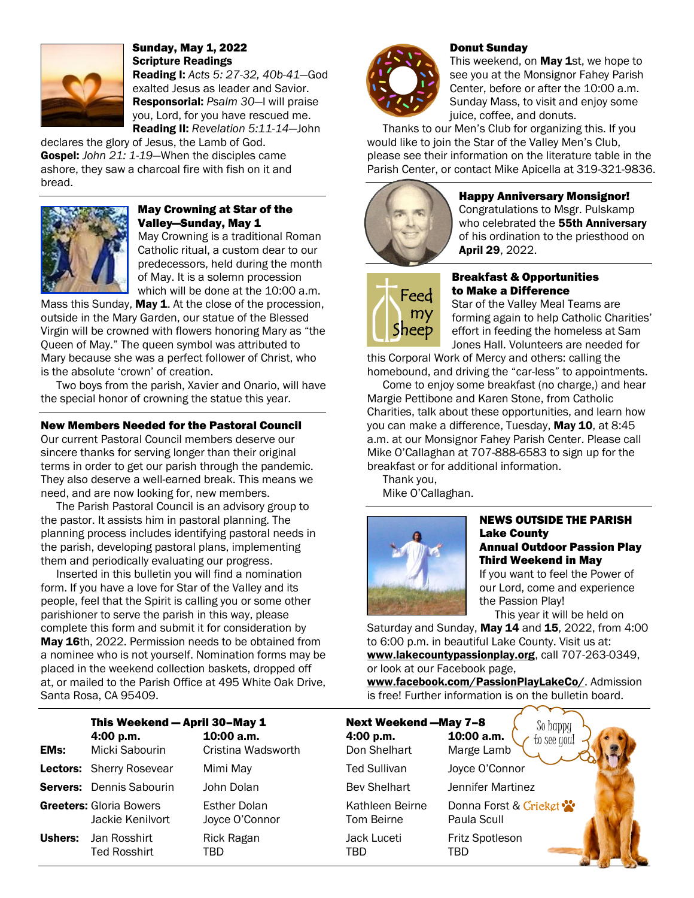### Sunday, May 1, 2022
**Scripture Readings**

**Reading I:** *Acts 5: 27-32, 40b-41*—God exalted Jesus as leader and Savior.
**Responsorial:** *Psalm 30*—I will praise you, Lord, for you have rescued me.
**Reading II:** *Revelation 5:11-14*—John declares the glory of Jesus, the Lamb of God.
**Gospel:** *John 21: 1-19*—When the disciples came ashore, they saw a charcoal fire with fish on it and bread.

### May Crowning at Star of the Valley—Sunday, May 1

May Crowning is a traditional Roman Catholic ritual, a custom dear to our predecessors, held during the month of May. It is a solemn procession which will be done at the 10:00 a.m. Mass this Sunday, **May 1**. At the close of the procession, outside in the Mary Garden, our statue of the Blessed Virgin will be crowned with flowers honoring Mary as "the Queen of May." The queen symbol was attributed to Mary because she was a perfect follower of Christ, who is the absolute 'crown' of creation.

Two boys from the parish, Xavier and Onario, will have the special honor of crowning the statue this year.

### New Members Needed for the Pastoral Council

Our current Pastoral Council members deserve our sincere thanks for serving longer than their original terms in order to get our parish through the pandemic. They also deserve a well-earned break. This means we need, and are now looking for, new members.

The Parish Pastoral Council is an advisory group to the pastor. It assists him in pastoral planning. The planning process includes identifying pastoral needs in the parish, developing pastoral plans, implementing them and periodically evaluating our progress.

Inserted in this bulletin you will find a nomination form. If you have a love for Star of the Valley and its people, feel that the Spirit is calling you or some other parishioner to serve the parish in this way, please complete this form and submit it for consideration by **May 16**th, 2022. Permission needs to be obtained from a nominee who is not yourself. Nomination forms may be placed in the weekend collection baskets, dropped off at, or mailed to the Parish Office at 495 White Oak Drive, Santa Rosa, CA 95409.

### Donut Sunday

This weekend, on **May 1**st, we hope to see you at the Monsignor Fahey Parish Center, before or after the 10:00 a.m. Sunday Mass, to visit and enjoy some juice, coffee, and donuts.

Thanks to our Men's Club for organizing this. If you would like to join the Star of the Valley Men's Club, please see their information on the literature table in the Parish Center, or contact Mike Apicella at 319-321-9836.

### Happy Anniversary Monsignor!

Congratulations to Msgr. Pulskamp who celebrated the **55th Anniversary** of his ordination to the priesthood on **April 29**, 2022.

### Breakfast & Opportunities to Make a Difference

Star of the Valley Meal Teams are forming again to help Catholic Charities' effort in feeding the homeless at Sam Jones Hall. Volunteers are needed for this Corporal Work of Mercy and others: calling the homebound, and driving the "car-less" to appointments.

Come to enjoy some breakfast (no charge,) and hear Margie Pettibone and Karen Stone, from Catholic Charities, talk about these opportunities, and learn how you can make a difference, Tuesday, **May 10**, at 8:45 a.m. at our Monsignor Fahey Parish Center. Please call Mike O'Callaghan at 707-888-6583 to sign up for the breakfast or for additional information.

Thank you,
Mike O'Callaghan.

### NEWS OUTSIDE THE PARISH
### Lake County Annual Outdoor Passion Play Third Weekend in May

If you want to feel the Power of our Lord, come and experience the Passion Play!

This year it will be held on Saturday and Sunday, **May 14** and **15**, 2022, from 4:00 to 6:00 p.m. in beautiful Lake County. Visit us at: **www.lakecountypassionplay.org**, call 707-263-0349, or look at our Facebook page, **www.facebook.com/PassionPlayLakeCo/**. Admission is free! Further information is on the bulletin board.

| | This Weekend — April 30–May 1 | | Next Weekend —May 7–8 | |
|---|---|---|---|---|
| | **4:00 p.m.** | **10:00 a.m.** | **4:00 p.m.** | **10:00 a.m.** |
| **EMs:** | Micki Sabourin | Cristina Wadsworth | Don Shelhart | Marge Lamb |
| **Lectors:** | Sherry Rosevear | Mimi May | Ted Sullivan | Joyce O'Connor |
| **Servers:** | Dennis Sabourin | John Dolan | Bev Shelhart | Jennifer Martinez |
| **Greeters:** | Gloria Bowers<br>Jackie Kenilvort | Esther Dolan<br>Joyce O'Connor | Kathleen Beirne<br>Tom Beirne | Donna Forst & Cricket<br>Paula Scull |
| **Ushers:** | Jan Rosshirt<br>Ted Rosshirt | Rick Ragan<br>TBD | Jack Luceti<br>TBD | Fritz Spotleson<br>TBD |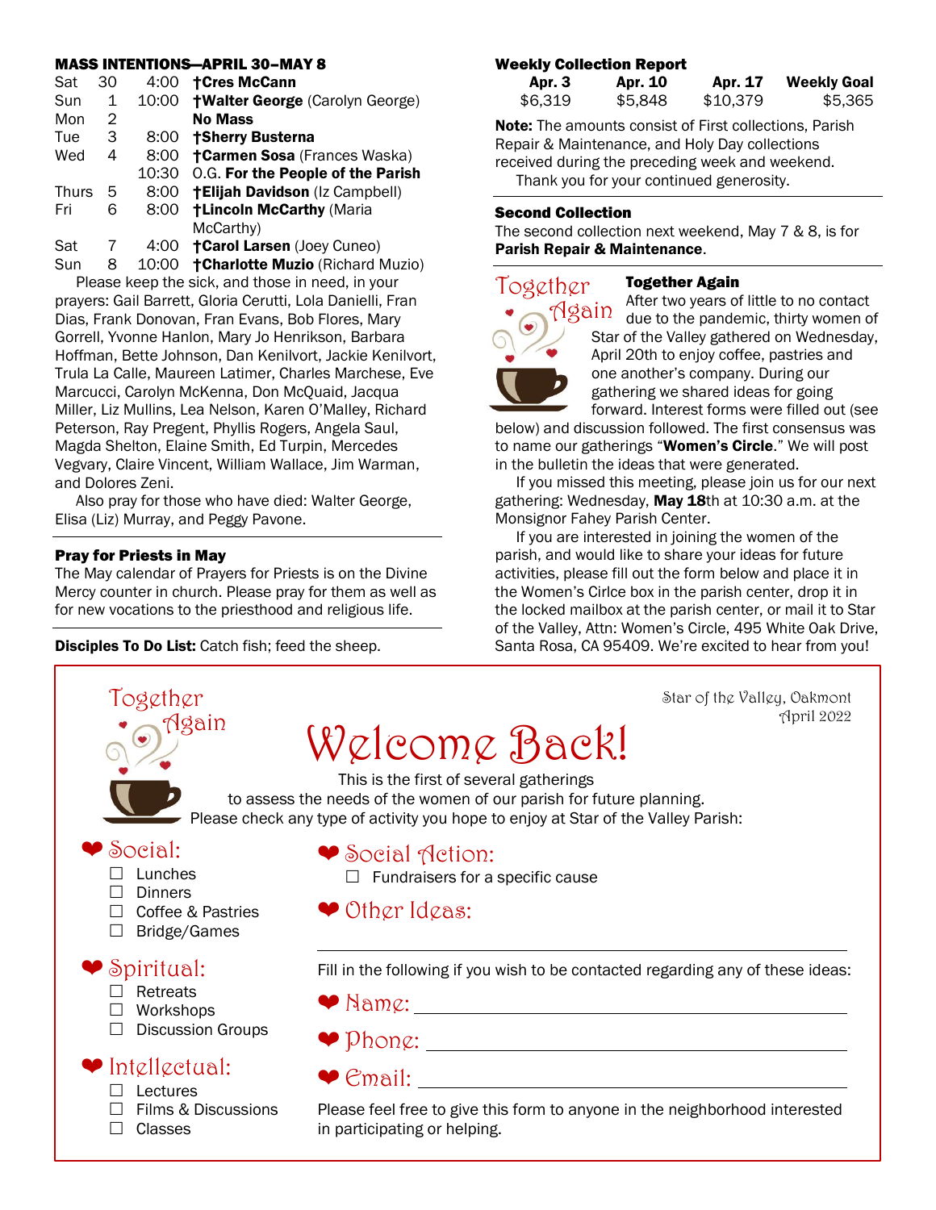## MASS INTENTIONS—APRIL 30–MAY 8

| | | | |
|---|---|---|---|
| Sat | 30 | 4:00 | **†Cres McCann** |
| Sun | 1 | 10:00 | **†Walter George** (Carolyn George) |
| Mon | 2 | | **No Mass** |
| Tue | 3 | 8:00 | **†Sherry Busterna** |
| Wed | 4 | 8:00 | **†Carmen Sosa** (Frances Waska) |
| | | 10:30 | O.G. **For the People of the Parish** |
| Thurs | 5 | 8:00 | **†Elijah Davidson** (Iz Campbell) |
| Fri | 6 | 8:00 | **†Lincoln McCarthy** (Maria McCarthy) |
| Sat | 7 | 4:00 | **†Carol Larsen** (Joey Cuneo) |
| Sun | 8 | 10:00 | **†Charlotte Muzio** (Richard Muzio) |

Please keep the sick, and those in need, in your prayers: Gail Barrett, Gloria Cerutti, Lola Danielli, Fran Dias, Frank Donovan, Fran Evans, Bob Flores, Mary Gorrell, Yvonne Hanlon, Mary Jo Henrikson, Barbara Hoffman, Bette Johnson, Dan Kenilvort, Jackie Kenilvort, Trula La Calle, Maureen Latimer, Charles Marchese, Eve Marcucci, Carolyn McKenna, Don McQuaid, Jacqua Miller, Liz Mullins, Lea Nelson, Karen O'Malley, Richard Peterson, Ray Pregent, Phyllis Rogers, Angela Saul, Magda Shelton, Elaine Smith, Ed Turpin, Mercedes Vegvary, Claire Vincent, William Wallace, Jim Warman, and Dolores Zeni.

Also pray for those who have died: Walter George, Elisa (Liz) Murray, and Peggy Pavone.

### Pray for Priests in May

The May calendar of Prayers for Priests is on the Divine Mercy counter in church. Please pray for them as well as for new vocations to the priesthood and religious life.

**Disciples To Do List:** Catch fish; feed the sheep.

### Weekly Collection Report

| Apr. 3 | Apr. 10 | Apr. 17 | Weekly Goal |
|---|---|---|---|
| $6,319 | $5,848 | $10,379 | $5,365 |

**Note:** The amounts consist of First collections, Parish Repair & Maintenance, and Holy Day collections received during the preceding week and weekend.
Thank you for your continued generosity.

### Second Collection

The second collection next weekend, May 7 & 8, is for **Parish Repair & Maintenance**.

### Together Again

After two years of little to no contact due to the pandemic, thirty women of Star of the Valley gathered on Wednesday, April 20th to enjoy coffee, pastries and one another's company. During our gathering we shared ideas for going forward. Interest forms were filled out (see below) and discussion followed. The first consensus was to name our gatherings "**Women's Circle**." We will post in the bulletin the ideas that were generated.

If you missed this meeting, please join us for our next gathering: Wednesday, **May 18**th at 10:30 a.m. at the Monsignor Fahey Parish Center.

If you are interested in joining the women of the parish, and would like to share your ideas for future activities, please fill out the form below and place it in the Women's Cirlce box in the parish center, drop it in the locked mailbox at the parish center, or mail it to Star of the Valley, Attn: Women's Circle, 495 White Oak Drive, Santa Rosa, CA 95409. We're excited to hear from you!

---

Together Again

Star of the Valley, Oakmont
April 2022

# Welcome Back!

This is the first of several gatherings
to assess the needs of the women of our parish for future planning.
Please check any type of activity you hope to enjoy at Star of the Valley Parish:

**❤ Social:**
- ☐ Lunches
- ☐ Dinners
- ☐ Coffee & Pastries
- ☐ Bridge/Games

**❤ Spiritual:**
- ☐ Retreats
- ☐ Workshops
- ☐ Discussion Groups

**❤ Intellectual:**
- ☐ Lectures
- ☐ Films & Discussions
- ☐ Classes

**❤ Social Action:**
- ☐ Fundraisers for a specific cause

**❤ Other Ideas:** ______________________________

Fill in the following if you wish to be contacted regarding any of these ideas:

❤ Name: ______________________________

❤ Phone: ______________________________

❤ Email: ______________________________

Please feel free to give this form to anyone in the neighborhood interested in participating or helping.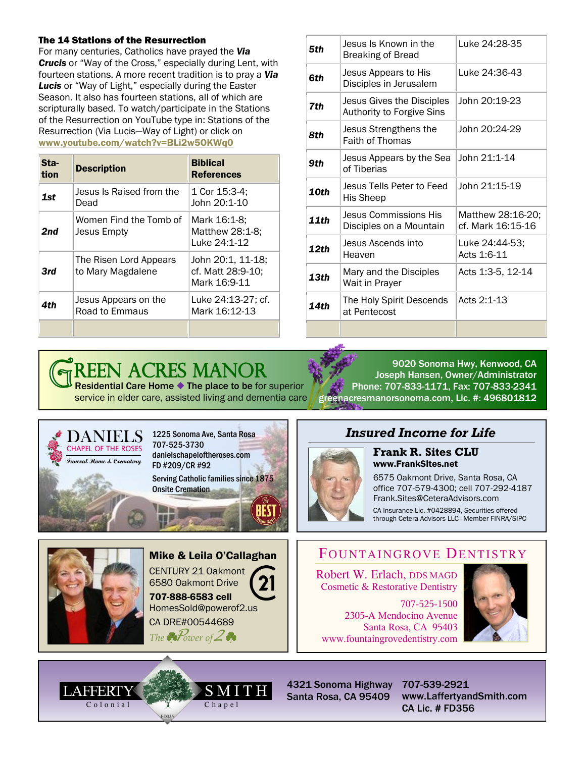**The 14 Stations of the Resurrection**

For many centuries, Catholics have prayed the ***Via Crucis*** or "Way of the Cross," especially during Lent, with fourteen stations. A more recent tradition is to pray a ***Via Lucis*** or "Way of Light," especially during the Easter Season. It also has fourteen stations, all of which are scripturally based. To watch/participate in the Stations of the Resurrection on YouTube type in: Stations of the Resurrection (Via Lucis—Way of Light) or click on **www.youtube.com/watch?v=BLi2w5OKWq0**

| Station | Description | Biblical References |
|---|---|---|
| ***1st*** | Jesus Is Raised from the Dead | 1 Cor 15:3-4; John 20:1-10 |
| ***2nd*** | Women Find the Tomb of Jesus Empty | Mark 16:1-8; Matthew 28:1-8; Luke 24:1-12 |
| ***3rd*** | The Risen Lord Appears to Mary Magdalene | John 20:1, 11-18; cf. Matt 28:9-10; Mark 16:9-11 |
| ***4th*** | Jesus Appears on the Road to Emmaus | Luke 24:13-27; cf. Mark 16:12-13 |
| ***5th*** | Jesus Is Known in the Breaking of Bread | Luke 24:28-35 |
| ***6th*** | Jesus Appears to His Disciples in Jerusalem | Luke 24:36-43 |
| ***7th*** | Jesus Gives the Disciples Authority to Forgive Sins | John 20:19-23 |
| ***8th*** | Jesus Strengthens the Faith of Thomas | John 20:24-29 |
| ***9th*** | Jesus Appears by the Sea of Tiberias | John 21:1-14 |
| ***10th*** | Jesus Tells Peter to Feed His Sheep | John 21:15-19 |
| ***11th*** | Jesus Commissions His Disciples on a Mountain | Matthew 28:16-20; cf. Mark 16:15-16 |
| ***12th*** | Jesus Ascends into Heaven | Luke 24:44-53; Acts 1:6-11 |
| ***13th*** | Mary and the Disciples Wait in Prayer | Acts 1:3-5, 12-14 |
| ***14th*** | The Holy Spirit Descends at Pentecost | Acts 2:1-13 |

**GREEN ACRES MANOR**
**Residential Care Home** ◆ **The place to be** for superior service in elder care, assisted living and dementia care
**9020 Sonoma Hwy, Kenwood, CA**
**Joseph Hansen, Owner/Administrator**
**Phone: 707-833-1171, Fax: 707-833-2341**
**greenacresmanorsonoma.com, Lic. #: 496801812**

**DANIELS** CHAPEL OF THE ROSES
*Funeral Home & Crematory*
1225 Sonoma Ave, Santa Rosa
707-525-3730
danielschapeloftheroses.com
FD #209/CR #92
Serving Catholic families since 1875
Onsite Cremation

***Insured Income for Life***
**Frank R. Sites CLU**
**www.FrankSites.net**
6575 Oakmont Drive, Santa Rosa, CA
office 707-579-4300; cell 707-292-4187
Frank.Sites@CeteraAdvisors.com
CA Insurance Lic. #0428894, Securities offered through Cetera Advisors LLC—Member FINRA/SIPC

**Mike & Leila O'Callaghan**
CENTURY 21 Oakmont
6580 Oakmont Drive
**707-888-6583 cell**
HomesSold@powerof2.us
CA DRE#00544689
*The Power of 2*

**FOUNTAINGROVE DENTISTRY**
Robert W. Erlach, DDS MAGD
Cosmetic & Restorative Dentistry
707-525-1500
2305-A Mendocino Avenue
Santa Rosa, CA 95403
www.fountaingrovedentistry.com

**LAFFERTY** Colonial **SMITH** Chapel
FD356
**4321 Sonoma Highway**
**Santa Rosa, CA 95409**
**707-539-2921**
**www.LaffertyandSmith.com**
**CA Lic. # FD356**